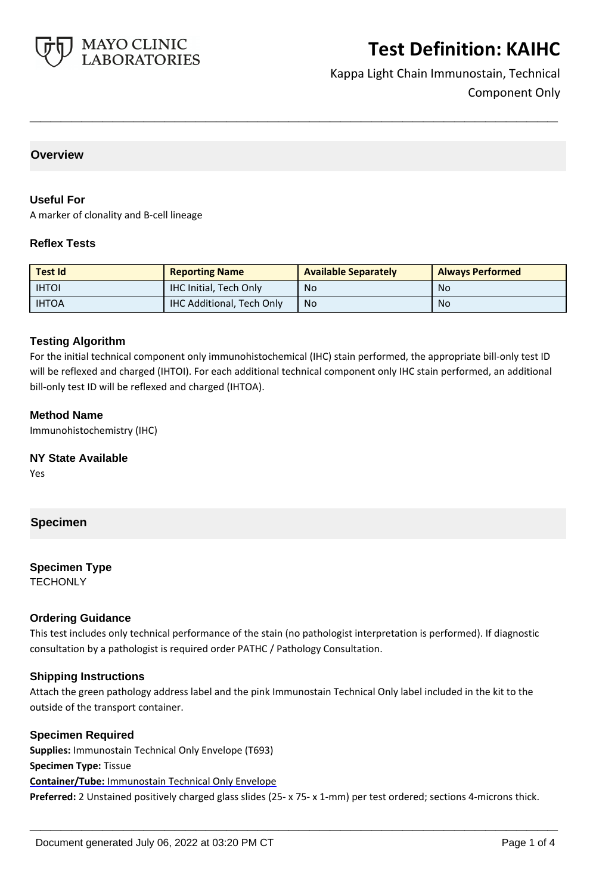# Test Definition: KAIHC

Kappa Light Chain Immunostain, Technical Component Only

## Overview

### Useful For

A marker of clonality and B-cell lineage

### Reflex Tests

| Test Id | Reporting Name | Available Separately | Always Performed |
|---|---|---|---|
| IHTOI | IHC Initial, Tech Only | No | No |
| IHTOA | IHC Additional, Tech Only | No | No |

### Testing Algorithm

For the initial technical component only immunohistochemical (IHC) stain performed, the appropriate bill-only test ID will be reflexed and charged (IHTOI). For each additional technical component only IHC stain performed, an additional bill-only test ID will be reflexed and charged (IHTOA).

### Method Name

Immunohistochemistry (IHC)

### NY State Available

Yes

## Specimen

### Specimen Type

TECHONLY

### Ordering Guidance

This test includes only technical performance of the stain (no pathologist interpretation is performed). If diagnostic consultation by a pathologist is required order PATHC / Pathology Consultation.

### Shipping Instructions

Attach the green pathology address label and the pink Immunostain Technical Only label included in the kit to the outside of the transport container.

### Specimen Required

**Supplies:** Immunostain Technical Only Envelope (T693)

**Specimen Type:** Tissue

**Container/Tube:** Immunostain Technical Only Envelope

**Preferred:** 2 Unstained positively charged glass slides (25- x 75- x 1-mm) per test ordered; sections 4-microns thick.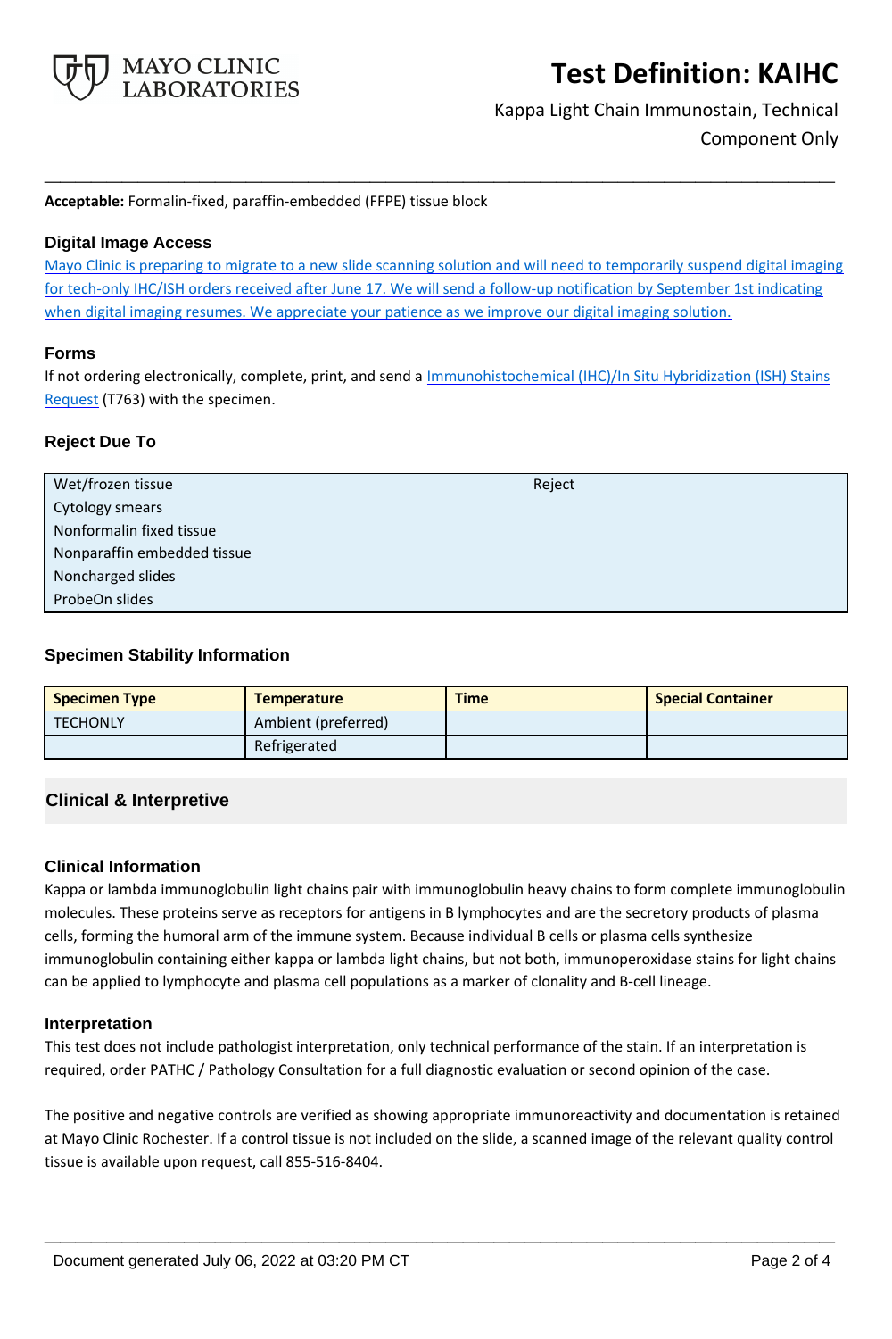**Acceptable:** Formalin-fixed, paraffin-embedded (FFPE) tissue block

## Digital Image Access

Mayo Clinic is preparing to migrate to a new slide scanning solution and will need to temporarily suspend digital imaging for tech-only IHC/ISH orders received after June 17. We will send a follow-up notification by September 1st indicating when digital imaging resumes. We appreciate your patience as we improve our digital imaging solution.

## Forms

If not ordering electronically, complete, print, and send a Immunohistochemical (IHC)/In Situ Hybridization (ISH) Stains Request (T763) with the specimen.

## Reject Due To

| | |
|---|---|
| Wet/frozen tissue<br>Cytology smears<br>Nonformalin fixed tissue<br>Nonparaffin embedded tissue<br>Noncharged slides<br>ProbeOn slides | Reject |

## Specimen Stability Information

| Specimen Type | Temperature | Time | Special Container |
|---|---|---|---|
| TECHONLY | Ambient (preferred) | | |
| | Refrigerated | | |

# Clinical & Interpretive

## Clinical Information

Kappa or lambda immunoglobulin light chains pair with immunoglobulin heavy chains to form complete immunoglobulin molecules. These proteins serve as receptors for antigens in B lymphocytes and are the secretory products of plasma cells, forming the humoral arm of the immune system. Because individual B cells or plasma cells synthesize immunoglobulin containing either kappa or lambda light chains, but not both, immunoperoxidase stains for light chains can be applied to lymphocyte and plasma cell populations as a marker of clonality and B-cell lineage.

## Interpretation

This test does not include pathologist interpretation, only technical performance of the stain. If an interpretation is required, order PATHC / Pathology Consultation for a full diagnostic evaluation or second opinion of the case.

The positive and negative controls are verified as showing appropriate immunoreactivity and documentation is retained at Mayo Clinic Rochester. If a control tissue is not included on the slide, a scanned image of the relevant quality control tissue is available upon request, call 855-516-8404.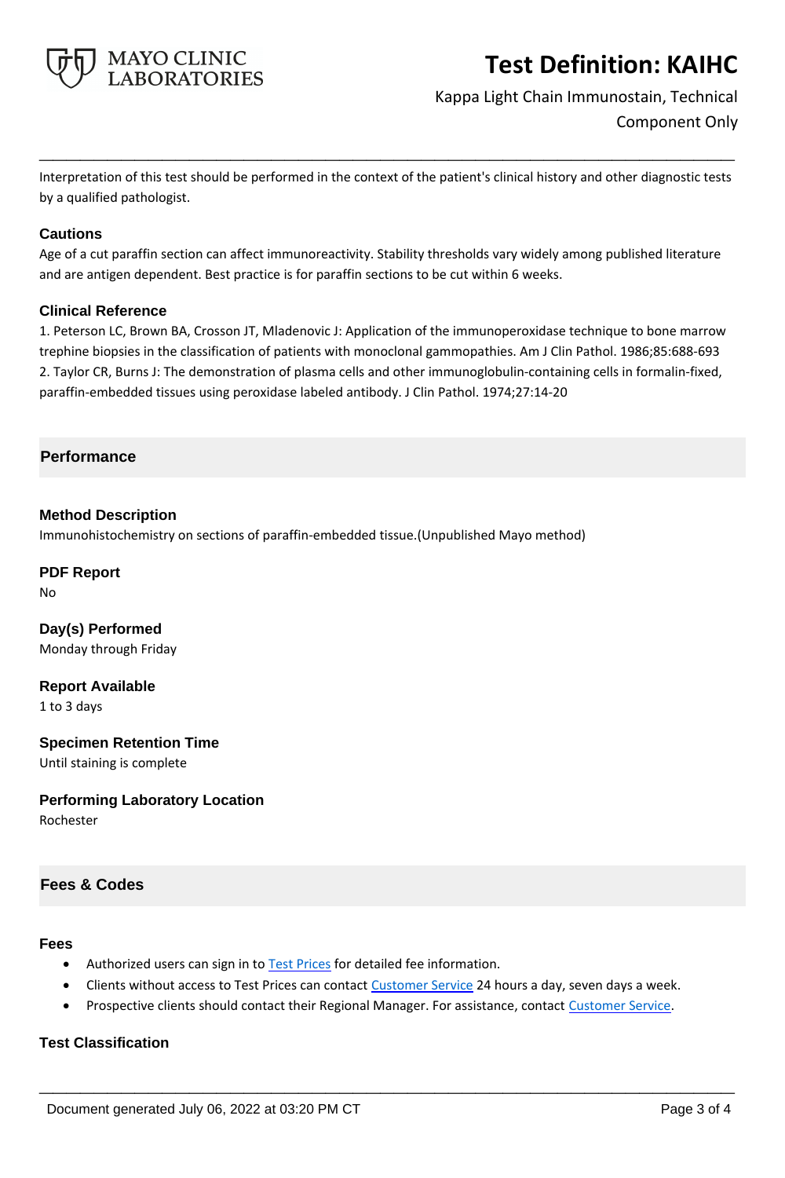Interpretation of this test should be performed in the context of the patient's clinical history and other diagnostic tests by a qualified pathologist.

### Cautions

Age of a cut paraffin section can affect immunoreactivity. Stability thresholds vary widely among published literature and are antigen dependent. Best practice is for paraffin sections to be cut within 6 weeks.

### Clinical Reference

1. Peterson LC, Brown BA, Crosson JT, Mladenovic J: Application of the immunoperoxidase technique to bone marrow trephine biopsies in the classification of patients with monoclonal gammopathies. Am J Clin Pathol. 1986;85:688-693
2. Taylor CR, Burns J: The demonstration of plasma cells and other immunoglobulin-containing cells in formalin-fixed, paraffin-embedded tissues using peroxidase labeled antibody. J Clin Pathol. 1974;27:14-20

## Performance

### Method Description

Immunohistochemistry on sections of paraffin-embedded tissue.(Unpublished Mayo method)

### PDF Report

No

### Day(s) Performed

Monday through Friday

### Report Available

1 to 3 days

### Specimen Retention Time

Until staining is complete

### Performing Laboratory Location

Rochester

## Fees & Codes

### Fees

- Authorized users can sign in to Test Prices for detailed fee information.
- Clients without access to Test Prices can contact Customer Service 24 hours a day, seven days a week.
- Prospective clients should contact their Regional Manager. For assistance, contact Customer Service.

### Test Classification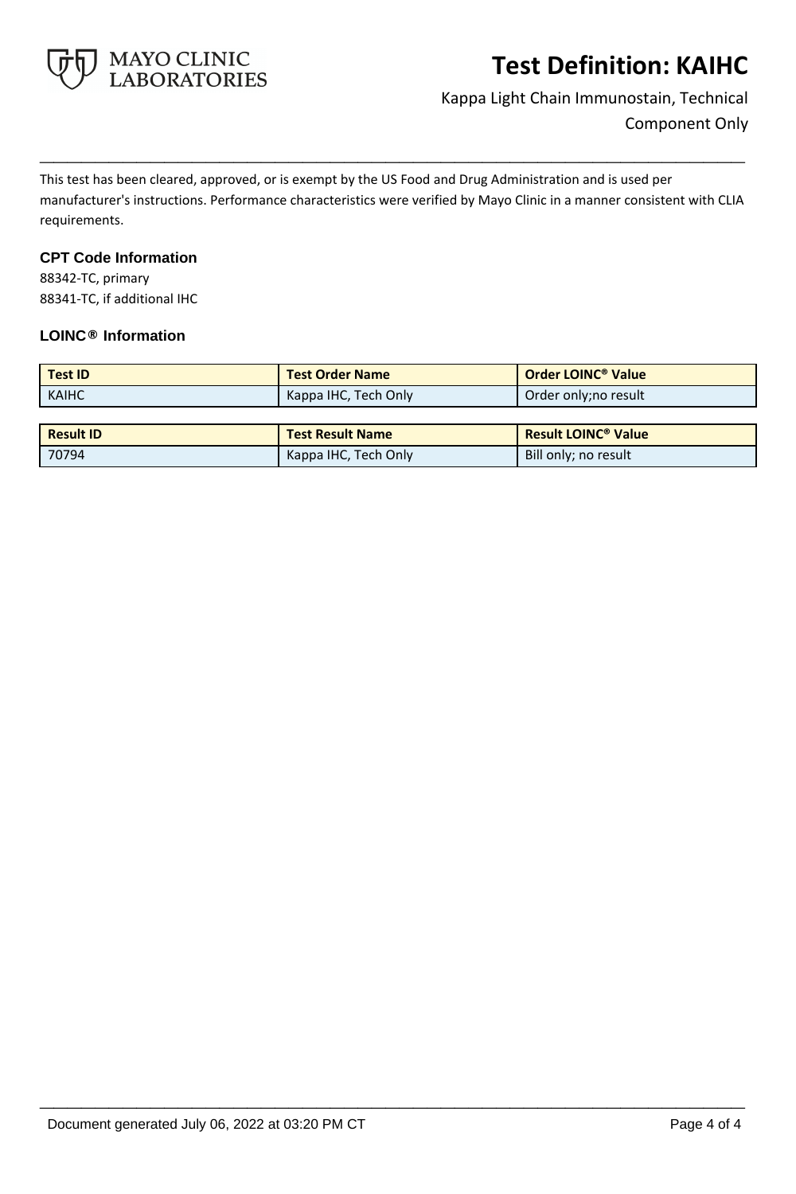This test has been cleared, approved, or is exempt by the US Food and Drug Administration and is used per manufacturer's instructions. Performance characteristics were verified by Mayo Clinic in a manner consistent with CLIA requirements.

### CPT Code Information

88342-TC, primary
88341-TC, if additional IHC

### LOINC® Information

| Test ID | Test Order Name | Order LOINC® Value |
|---|---|---|
| KAIHC | Kappa IHC, Tech Only | Order only;no result |

| Result ID | Test Result Name | Result LOINC® Value |
|---|---|---|
| 70794 | Kappa IHC, Tech Only | Bill only; no result |